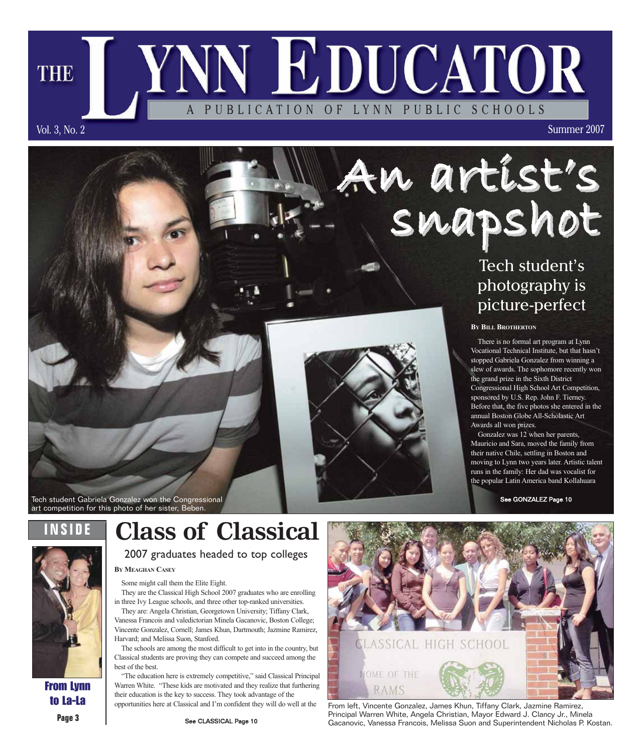# THE LYNN EDUCATOR

A PUBLICATION OF LYNN PUBLIC SCHOOLS

Vol. 3, No. 2 Summer 2007

## An artist's snapshot

### Tech student's photography is picture-perfect

**By Bill Brotherton**

There is no formal art program at Lynn Vocational Technical Institute, but that hasn't stopped Gabriela Gonzalez from winning a slew of awards. The sophomore recently won the grand prize in the Sixth District Congressional High School Art Competition, sponsored by U.S. Rep. John F. Tierney. Before that, the five photos she entered in the annual Boston Globe All-Scholastic Art Awards all won prizes.

Gonzalez was 12 when her parents, Mauricio and Sara, moved the family from their native Chile, settling in Boston and moving to Lynn two years later. Artistic talent runs in the family: Her dad was vocalist for the popular Latin America band Kollahuara

See GONZALEZ Page 10

Tech student Gabriela Gonzalez won the Congressional art competition for this photo of her sister, Beben.

## Class of Classical

### 2007 graduates headed to top colleges

**By Meaghan Casey**

Some might call them the Elite Eight.

They are the Classical High School 2007 graduates who are enrolling in three Ivy League schools, and three other top-ranked universities.

They are: Angela Christian, Georgetown University; Tiffany Clark, Vanessa Francois and valedictorian Minela Gacanovic, Boston College; Vincente Gonzalez, Cornell; James Khun, Dartmouth; Jazmine Ramirez, Harvard; and Melissa Suon, Stanford.

The schools are among the most difficult to get into in the country, but Classical students are proving they can compete and succeed among the best of the best.

"The education here is extremely competitive," said Classical Principal Warren White. "These kids are motivated and they realize that furthering their education is the key to success. They took advantage of the opportunities here at Classical and I'm confident they will do well at the

See CLASSICAL Page 10

From left, Vincente Gonzalez, James Khun, Tiffany Clark, Jazmine Ramirez, Principal Warren White, Angela Christian, Mayor Edward J. Clancy Jr., Minela Gacanovic, Vanessa Francois, Melissa Suon and Superintendent Nicholas P. Kostan.

**INSIDE**

**From Lynn to La-La**

Page 3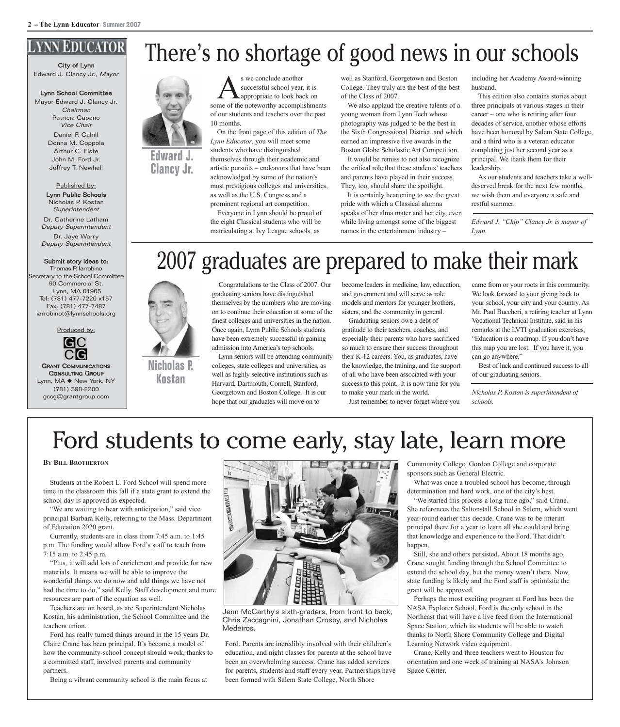# LYNN EDUCATOR

**City of Lynn**
Edward J. Clancy Jr., *Mayor*

**Lynn School Committee**
Mayor Edward J. Clancy Jr.
*Chairman*
Patricia Capano
*Vice Chair*
Daniel F. Cahill
Donna M. Coppola
Arthur C. Fiste
John M. Ford Jr.
Jeffrey T. Newhall

Published by:
**Lynn Public Schools**
Nicholas P. Kostan
*Superintendent*
Dr. Catherine Latham
*Deputy Superintendent*
Dr. Jaye Warry
*Deputy Superintendent*

**Submit story ideas to:**
Thomas P. Iarrobino
Secretary to the School Committee
90 Commercial St.
Lynn, MA 01905
Tel: (781) 477-7220 x157
Fax: (781) 477-7487
iarrobinot@lynnschools.org

Produced by:
GRANT COMMUNICATIONS CONSULTING GROUP
Lynn, MA ◆ New York, NY
(781) 598-8200
gccg@grantgroup.com

# There's no shortage of good news in our schools

**Edward J. Clancy Jr.**

As we conclude another successful school year, it is appropriate to look back on some of the noteworthy accomplishments of our students and teachers over the past 10 months.

On the front page of this edition of *The Lynn Educator*, you will meet some students who have distinguished themselves through their academic and artistic pursuits – endeavors that have been acknowledged by some of the nation's most prestigious colleges and universities, as well as the U.S. Congress and a prominent regional art competition.

Everyone in Lynn should be proud of the eight Classical students who will be matriculating at Ivy League schools, as well as Stanford, Georgetown and Boston College. They truly are the best of the best of the Class of 2007.

We also applaud the creative talents of a young woman from Lynn Tech whose photography was judged to be the best in the Sixth Congressional District, and which earned an impressive five awards in the Boston Globe Scholastic Art Competition.

It would be remiss to not also recognize the critical role that these students' teachers and parents have played in their success. They, too, should share the spotlight.

It is certainly heartening to see the great pride with which a Classical alumna speaks of her alma mater and her city, even while living amongst some of the biggest names in the entertainment industry – including her Academy Award-winning husband.

This edition also contains stories about three principals at various stages in their career – one who is retiring after four decades of service, another whose efforts have been honored by Salem State College, and a third who is a veteran educator completing just her second year as a principal. We thank them for their leadership.

As our students and teachers take a well-deserved break for the next few months, we wish them and everyone a safe and restful summer.

*Edward J. "Chip" Clancy Jr. is mayor of Lynn.*

# 2007 graduates are prepared to make their mark

**Nicholas P. Kostan**

Congratulations to the Class of 2007. Our graduating seniors have distinguished themselves by the numbers who are moving on to continue their education at some of the finest colleges and universities in the nation. Once again, Lynn Public Schools students have been extremely successful in gaining admission into America's top schools.

Lynn seniors will be attending community colleges, state colleges and universities, as well as highly selective institutions such as Harvard, Dartmouth, Cornell, Stanford, Georgetown and Boston College. It is our hope that our graduates will move on to become leaders in medicine, law, education, and government and will serve as role models and mentors for younger brothers, sisters, and the community in general.

Graduating seniors owe a debt of gratitude to their teachers, coaches, and especially their parents who have sacrificed so much to ensure their success throughout their K-12 careers. You, as graduates, have the knowledge, the training, and the support of all who have been associated with your success to this point. It is now time for you to make your mark in the world.

Just remember to never forget where you came from or your roots in this community. We look forward to your giving back to your school, your city and your country. As Mr. Paul Buccheri, a retiring teacher at Lynn Vocational Technical Institute, said in his remarks at the LVTI graduation exercises, "Education is a roadmap. If you don't have this map you are lost. If you have it, you can go anywhere."

Best of luck and continued success to all of our graduating seniors.

*Nicholas P. Kostan is superintendent of schools.*

# Ford students to come early, stay late, learn more

**BY BILL BROTHERTON**

Students at the Robert L. Ford School will spend more time in the classroom this fall if a state grant to extend the school day is approved as expected.

"We are waiting to hear with anticipation," said vice principal Barbara Kelly, referring to the Mass. Department of Education 2020 grant.

Currently, students are in class from 7:45 a.m. to 1:45 p.m. The funding would allow Ford's staff to teach from 7:15 a.m. to 2:45 p.m.

"Plus, it will add lots of enrichment and provide for new materials. It means we will be able to improve the wonderful things we do now and add things we have not had the time to do," said Kelly. Staff development and more resources are part of the equation as well.

Teachers are on board, as are Superintendent Nicholas Kostan, his administration, the School Committee and the teachers union.

Ford has really turned things around in the 15 years Dr. Claire Crane has been principal. It's become a model of how the community-school concept should work, thanks to a committed staff, involved parents and community partners.

Being a vibrant community school is the main focus at Ford. Parents are incredibly involved with their children's education, and night classes for parents at the school have been an overwhelming success. Crane has added services for parents, students and staff every year. Partnerships have been formed with Salem State College, North Shore Community College, Gordon College and corporate sponsors such as General Electric.

Jenn McCarthy's sixth-graders, from front to back, Chris Zaccagnini, Jonathan Crosby, and Nicholas Medeiros.

What was once a troubled school has become, through determination and hard work, one of the city's best.

"We started this process a long time ago," said Crane. She references the Saltonstall School in Salem, which went year-round earlier this decade. Crane was to be interim principal there for a year to learn all she could and bring that knowledge and experience to the Ford. That didn't happen.

Still, she and others persisted. About 18 months ago, Crane sought funding through the School Committee to extend the school day, but the money wasn't there. Now, state funding is likely and the Ford staff is optimistic the grant will be approved.

Perhaps the most exciting program at Ford has been the NASA Explorer School. Ford is the only school in the Northeast that will have a live feed from the International Space Station, which its students will be able to watch thanks to North Shore Community College and Digital Learning Network video equipment.

Crane, Kelly and three teachers went to Houston for orientation and one week of training at NASA's Johnson Space Center.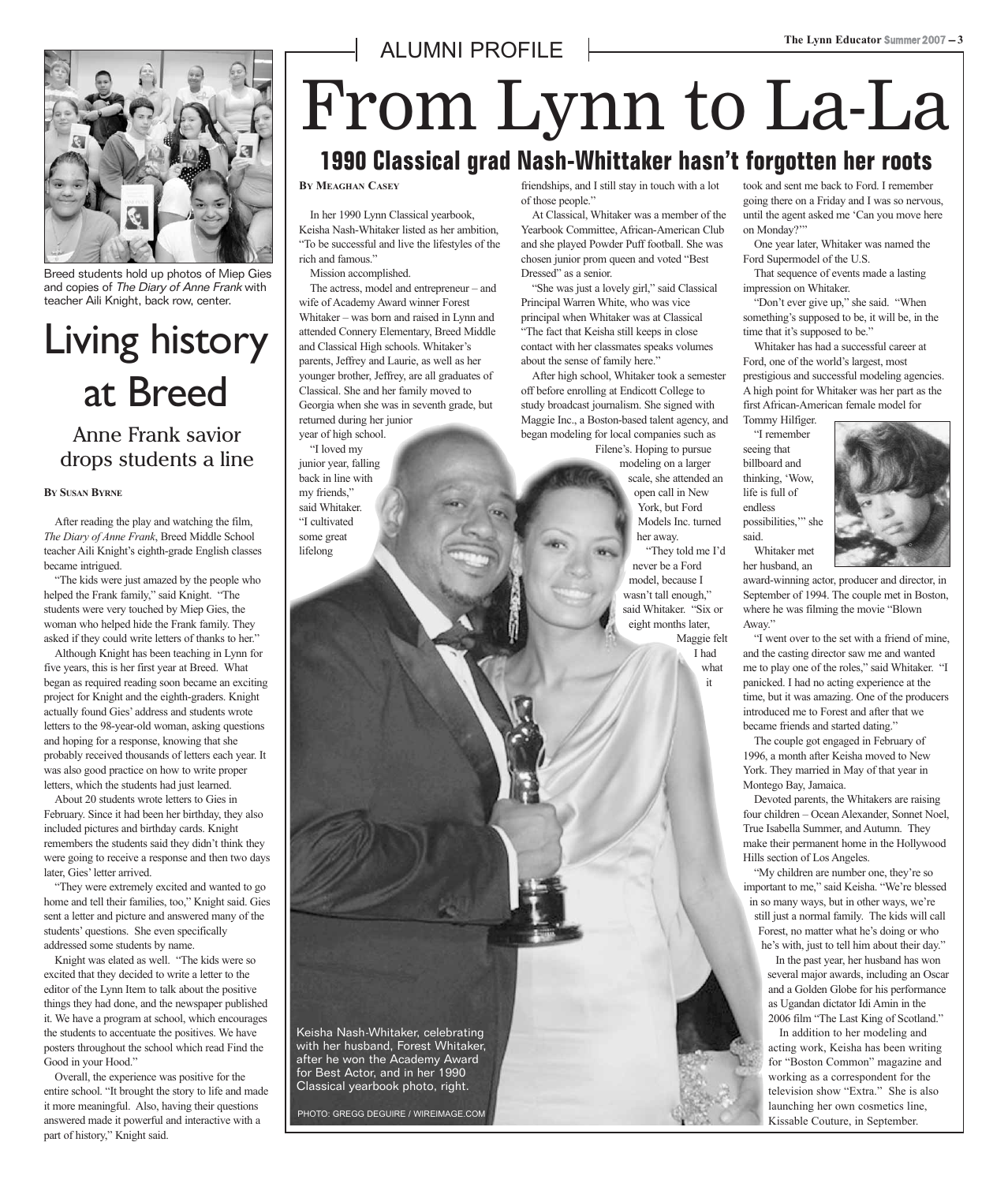Breed students hold up photos of Miep Gies and copies of *The Diary of Anne Frank* with teacher Aili Knight, back row, center.

# Living history at Breed

## Anne Frank savior drops students a line

**By Susan Byrne**

After reading the play and watching the film, *The Diary of Anne Frank*, Breed Middle School teacher Aili Knight's eighth-grade English classes became intrigued.

"The kids were just amazed by the people who helped the Frank family," said Knight. "The students were very touched by Miep Gies, the woman who helped hide the Frank family. They asked if they could write letters of thanks to her."

Although Knight has been teaching in Lynn for five years, this is her first year at Breed. What began as required reading soon became an exciting project for Knight and the eighth-graders. Knight actually found Gies' address and students wrote letters to the 98-year-old woman, asking questions and hoping for a response, knowing that she probably received thousands of letters each year. It was also good practice on how to write proper letters, which the students had just learned.

About 20 students wrote letters to Gies in February. Since it had been her birthday, they also included pictures and birthday cards. Knight remembers the students said they didn't think they were going to receive a response and then two days later, Gies' letter arrived.

"They were extremely excited and wanted to go home and tell their families, too," Knight said. Gies sent a letter and picture and answered many of the students' questions. She even specifically addressed some students by name.

Knight was elated as well. "The kids were so excited that they decided to write a letter to the editor of the Lynn Item to talk about the positive things they had done, and the newspaper published it. We have a program at school, which encourages the students to accentuate the positives. We have posters throughout the school which read Find the Good in your Hood."

Overall, the experience was positive for the entire school. "It brought the story to life and made it more meaningful. Also, having their questions answered made it powerful and interactive with a part of history," Knight said.

ALUMNI PROFILE

# From Lynn to La-La

## 1990 Classical grad Nash-Whittaker hasn't forgotten her roots

**By Meaghan Casey**

In her 1990 Lynn Classical yearbook, Keisha Nash-Whitaker listed as her ambition, "To be successful and live the lifestyles of the rich and famous."

Mission accomplished.

The actress, model and entrepreneur – and wife of Academy Award winner Forest Whitaker – was born and raised in Lynn and attended Connery Elementary, Breed Middle and Classical High schools. Whitaker's parents, Jeffrey and Laurie, as well as her younger brother, Jeffrey, are all graduates of Classical. She and her family moved to Georgia when she was in seventh grade, but returned during her junior year of high school.

"I loved my junior year, falling back in line with my friends," said Whitaker. "I cultivated some great lifelong friendships, and I still stay in touch with a lot of those people."

At Classical, Whitaker was a member of the Yearbook Committee, African-American Club and she played Powder Puff football. She was chosen junior prom queen and voted "Best Dressed" as a senior.

"She was just a lovely girl," said Classical Principal Warren White, who was vice principal when Whitaker was at Classical. "The fact that Keisha still keeps in close contact with her classmates speaks volumes about the sense of family here."

After high school, Whitaker took a semester off before enrolling at Endicott College to study broadcast journalism. She signed with Maggie Inc., a Boston-based talent agency, and began modeling for local companies such as Filene's. Hoping to pursue modeling on a larger scale, she attended an open call in New York, but Ford Models Inc. turned her away.

"They told me I'd never be a Ford model, because I wasn't tall enough," said Whitaker. "Six or eight months later, Maggie felt I had what it took and sent me back to Ford. I remember going there on a Friday and I was so nervous, until the agent asked me 'Can you move here on Monday?'"

One year later, Whitaker was named the Ford Supermodel of the U.S.

That sequence of events made a lasting impression on Whitaker.

"Don't ever give up," she said. "When something's supposed to be, it will be, in the time that it's supposed to be."

Whitaker has had a successful career at Ford, one of the world's largest, most prestigious and successful modeling agencies. A high point for Whitaker was her part as the first African-American female model for Tommy Hilfiger.

"I remember seeing that billboard and thinking, 'Wow, life is full of endless possibilities,'" she said.

Whitaker met her husband, an award-winning actor, producer and director, in September of 1994. The couple met in Boston, where he was filming the movie "Blown Away."

"I went over to the set with a friend of mine, and the casting director saw me and wanted me to play one of the roles," said Whitaker. "I panicked. I had no acting experience at the time, but it was amazing. One of the producers introduced me to Forest and after that we became friends and started dating."

The couple got engaged in February of 1996, a month after Keisha moved to New York. They married in May of that year in Montego Bay, Jamaica.

Devoted parents, the Whitakers are raising four children – Ocean Alexander, Sonnet Noel, True Isabella Summer, and Autumn. They make their permanent home in the Hollywood Hills section of Los Angeles.

"My children are number one, they're so important to me," said Keisha. "We're blessed in so many ways, but in other ways, we're still just a normal family. The kids will call Forest, no matter what he's doing or who he's with, just to tell him about their day."

In the past year, her husband has won several major awards, including an Oscar and a Golden Globe for his performance as Ugandan dictator Idi Amin in the 2006 film "The Last King of Scotland."

In addition to her modeling and acting work, Keisha has been writing for "Boston Common" magazine and working as a correspondent for the television show "Extra." She is also launching her own cosmetics line, Kissable Couture, in September.

Keisha Nash-Whitaker, celebrating with her husband, Forest Whitaker, after he won the Academy Award for Best Actor, and in her 1990 Classical yearbook photo, right.

PHOTO: GREGG DEGUIRE / WIREIMAGE.COM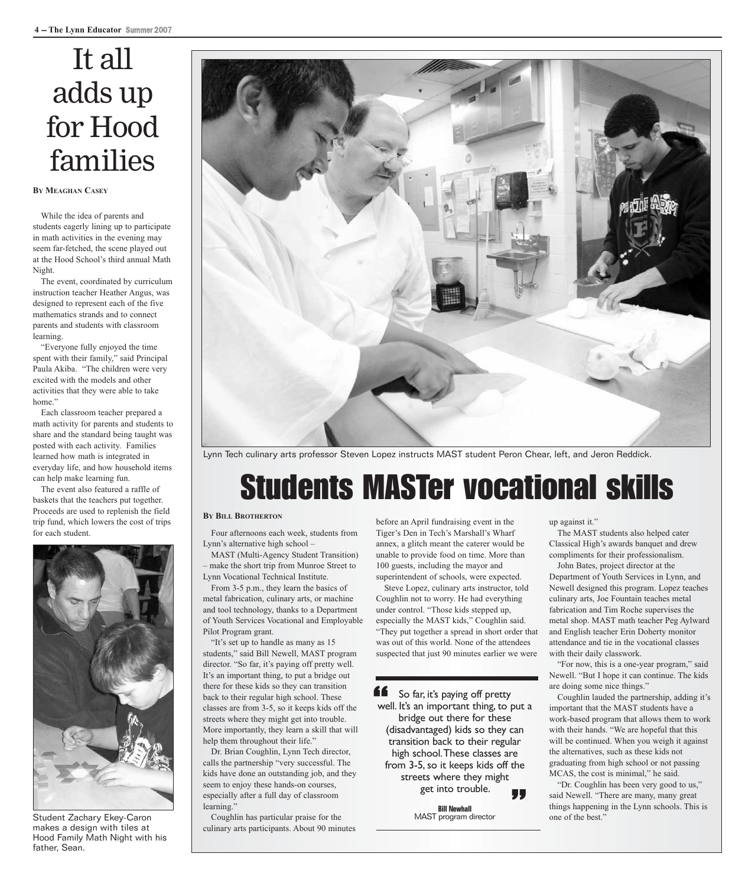# It all adds up for Hood families

**By Meaghan Casey**

While the idea of parents and students eagerly lining up to participate in math activities in the evening may seem far-fetched, the scene played out at the Hood School's third annual Math Night.

The event, coordinated by curriculum instruction teacher Heather Angus, was designed to represent each of the five mathematics strands and to connect parents and students with classroom learning.

"Everyone fully enjoyed the time spent with their family," said Principal Paula Akiba. "The children were very excited with the models and other activities that they were able to take home."

Each classroom teacher prepared a math activity for parents and students to share and the standard being taught was posted with each activity. Families learned how math is integrated in everyday life, and how household items can help make learning fun.

The event also featured a raffle of baskets that the teachers put together. Proceeds are used to replenish the field trip fund, which lowers the cost of trips for each student.

Student Zachary Ekey-Caron makes a design with tiles at Hood Family Math Night with his father, Sean.

Lynn Tech culinary arts professor Steven Lopez instructs MAST student Peron Chear, left, and Jeron Reddick.

# Students MASTer vocational skills

**By Bill Brotherton**

Four afternoons each week, students from Lynn's alternative high school – MAST (Multi-Agency Student Transition) – make the short trip from Munroe Street to Lynn Vocational Technical Institute.

From 3-5 p.m., they learn the basics of metal fabrication, culinary arts, or machine and tool technology, thanks to a Department of Youth Services Vocational and Employable Pilot Program grant.

"It's set up to handle as many as 15 students," said Bill Newell, MAST program director. "So far, it's paying off pretty well. It's an important thing, to put a bridge out there for these kids so they can transition back to their regular high school. These classes are from 3-5, so it keeps kids off the streets where they might get into trouble. More importantly, they learn a skill that will help them throughout their life."

Dr. Brian Coughlin, Lynn Tech director, calls the partnership "very successful. The kids have done an outstanding job, and they seem to enjoy these hands-on courses, especially after a full day of classroom learning."

Coughlin has particular praise for the culinary arts participants. About 90 minutes before an April fundraising event in the Tiger's Den in Tech's Marshall's Wharf annex, a glitch meant the caterer would be unable to provide food on time. More than 100 guests, including the mayor and superintendent of schools, were expected.

Steve Lopez, culinary arts instructor, told Coughlin not to worry. He had everything under control. "Those kids stepped up, especially the MAST kids," Coughlin said. "They put together a spread in short order that was out of this world. None of the attendees suspected that just 90 minutes earlier we were up against it."

> "So far, it's paying off pretty well. It's an important thing, to put a bridge out there for these (disadvantaged) kids so they can transition back to their regular high school. These classes are from 3-5, so it keeps kids off the streets where they might get into trouble."
>
> **Bill Newhall**
> MAST program director

The MAST students also helped cater Classical High's awards banquet and drew compliments for their professionalism.

John Bates, project director at the Department of Youth Services in Lynn, and Newell designed this program. Lopez teaches culinary arts, Joe Fountain teaches metal fabrication and Tim Roche supervises the metal shop. MAST math teacher Peg Aylward and English teacher Erin Doherty monitor attendance and tie in the vocational classes with their daily classwork.

"For now, this is a one-year program," said Newell. "But I hope it can continue. The kids are doing some nice things."

Coughlin lauded the partnership, adding it's important that the MAST students have a work-based program that allows them to work with their hands. "We are hopeful that this will be continued. When you weigh it against the alternatives, such as these kids not graduating from high school or not passing MCAS, the cost is minimal," he said.

"Dr. Coughlin has been very good to us," said Newell. "There are many, many great things happening in the Lynn schools. This is one of the best."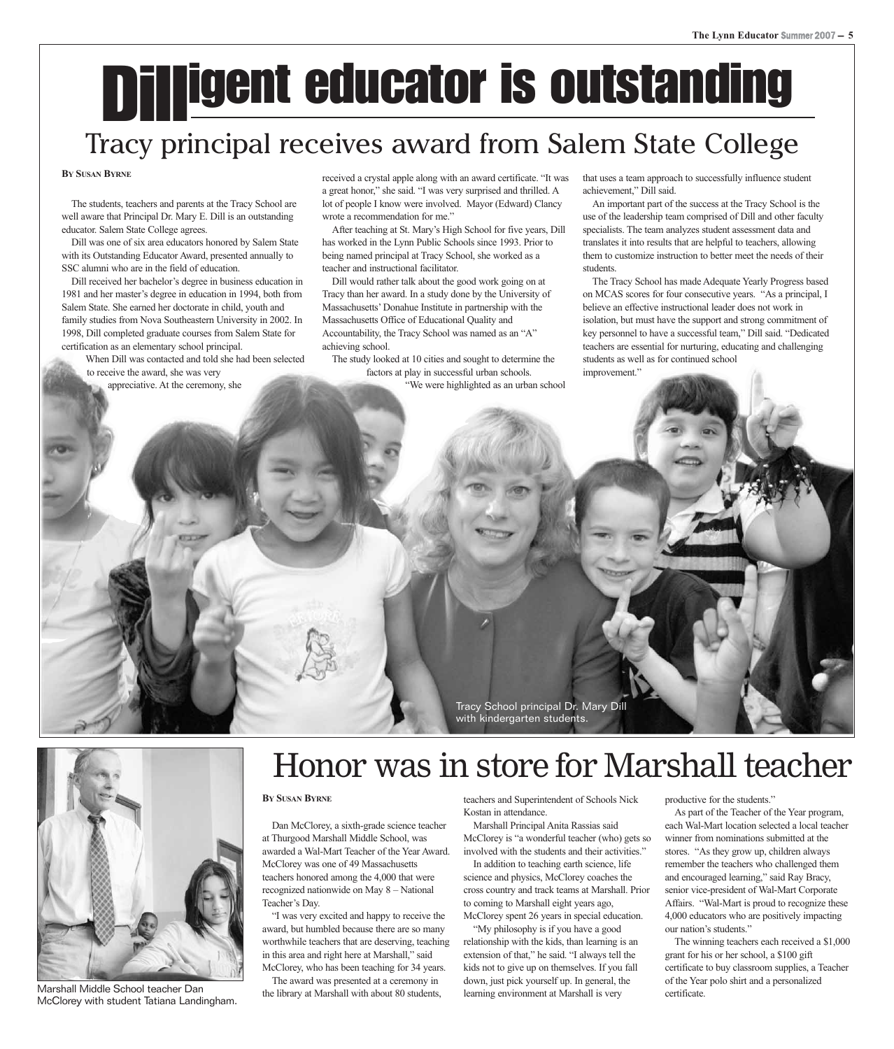# Dilligent educator is outstanding

## Tracy principal receives award from Salem State College

**By Susan Byrne**

The students, teachers and parents at the Tracy School are well aware that Principal Dr. Mary E. Dill is an outstanding educator. Salem State College agrees.

Dill was one of six area educators honored by Salem State with its Outstanding Educator Award, presented annually to SSC alumni who are in the field of education.

Dill received her bachelor's degree in business education in 1981 and her master's degree in education in 1994, both from Salem State. She earned her doctorate in child, youth and family studies from Nova Southeastern University in 2002. In 1998, Dill completed graduate courses from Salem State for certification as an elementary school principal.

When Dill was contacted and told she had been selected to receive the award, she was very appreciative. At the ceremony, she received a crystal apple along with an award certificate. "It was a great honor," she said. "I was very surprised and thrilled. A lot of people I know were involved. Mayor (Edward) Clancy wrote a recommendation for me."

After teaching at St. Mary's High School for five years, Dill has worked in the Lynn Public Schools since 1993. Prior to being named principal at Tracy School, she worked as a teacher and instructional facilitator.

Dill would rather talk about the good work going on at Tracy than her award. In a study done by the University of Massachusetts' Donahue Institute in partnership with the Massachusetts Office of Educational Quality and Accountability, the Tracy School was named as an "A" achieving school.

The study looked at 10 cities and sought to determine the factors at play in successful urban schools.

"We were highlighted as an urban school that uses a team approach to successfully influence student achievement," Dill said.

An important part of the success at the Tracy School is the use of the leadership team comprised of Dill and other faculty specialists. The team analyzes student assessment data and translates it into results that are helpful to teachers, allowing them to customize instruction to better meet the needs of their students.

The Tracy School has made Adequate Yearly Progress based on MCAS scores for four consecutive years. "As a principal, I believe an effective instructional leader does not work in isolation, but must have the support and strong commitment of key personnel to have a successful team," Dill said. "Dedicated teachers are essential for nurturing, educating and challenging students as well as for continued school improvement."

Tracy School principal Dr. Mary Dill with kindergarten students.

# Honor was in store for Marshall teacher

**By Susan Byrne**

Dan McClorey, a sixth-grade science teacher at Thurgood Marshall Middle School, was awarded a Wal-Mart Teacher of the Year Award. McClorey was one of 49 Massachusetts teachers honored among the 4,000 that were recognized nationwide on May 8 – National Teacher's Day.

"I was very excited and happy to receive the award, but humbled because there are so many worthwhile teachers that are deserving, teaching in this area and right here at Marshall," said McClorey, who has been teaching for 34 years.

The award was presented at a ceremony in the library at Marshall with about 80 students, teachers and Superintendent of Schools Nick Kostan in attendance.

Marshall Principal Anita Rassias said McClorey is "a wonderful teacher (who) gets so involved with the students and their activities."

In addition to teaching earth science, life science and physics, McClorey coaches the cross country and track teams at Marshall. Prior to coming to Marshall eight years ago, McClorey spent 26 years in special education.

"My philosophy is if you have a good relationship with the kids, than learning is an extension of that," he said. "I always tell the kids not to give up on themselves. If you fall down, just pick yourself up. In general, the learning environment at Marshall is very productive for the students."

As part of the Teacher of the Year program, each Wal-Mart location selected a local teacher winner from nominations submitted at the stores. "As they grow up, children always remember the teachers who challenged them and encouraged learning," said Ray Bracy, senior vice-president of Wal-Mart Corporate Affairs. "Wal-Mart is proud to recognize these 4,000 educators who are positively impacting our nation's students."

The winning teachers each received a $1,000 grant for his or her school, a $100 gift certificate to buy classroom supplies, a Teacher of the Year polo shirt and a personalized certificate.

Marshall Middle School teacher Dan McClorey with student Tatiana Landingham.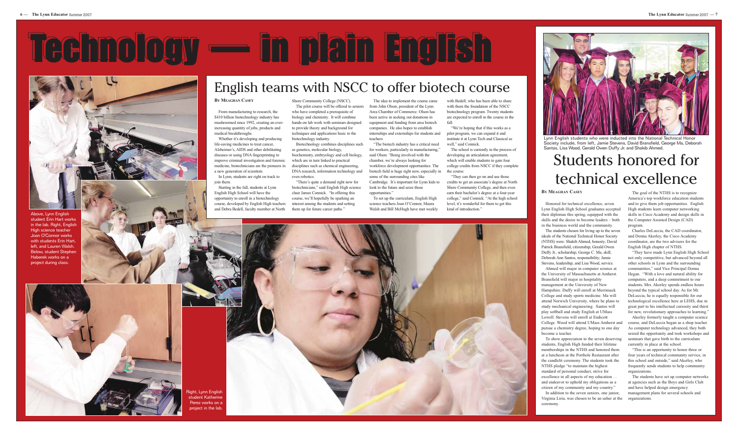# Technology — in plain English

## English teams with NSCC to offer biotech course

**By Meaghan Casey**

From manufacturing to research, the $410 billion biotechnology industry has mushroomed since 1992, creating an ever-increasing quantity of jobs, products and medical breakthroughs.

Whether it's developing and producing life-saving medicines to treat cancer, Alzheimer's, AIDS and other debilitating diseases or using DNA fingerprinting to improve criminal investigation and forensic medicine, biotechnicians are the pioneers in a new generation of scientists.

In Lynn, students are right on track to join them.

Starting in the fall, students at Lynn English High School will have the opportunity to enroll in a biotechnology course, developed by English High teachers and Debra Bedell, faculty member at North Shore Community College (NSCC).

The pilot course will be offered to seniors who have completed a prerequisite of biology and chemistry. It will combine hands-on lab work with seminars designed to provide theory and background for techniques and applications basic to the biotechnology industry.

Biotechnology combines disciplines such as genetics, molecular biology, biochemistry, embryology and cell biology, which are in turn linked to practical disciplines such as chemical engineering, DNA research, information technology and even robotics.

"There's quite a demand right now for biotechnicians," said English High science chair James Connick. "In offering this course, we'll hopefully be sparking an interest among the students and setting them up for future career paths."

The idea to implement the course came from John Olson, president of the Lynn Area Chamber of Commerce. Olson has been active in seeking out donations in equipment and funding from area biotech companies. He also hopes to establish internships and externships for students and teachers.

"The biotech industry has a critical need for workers, particularly in manufacturing," said Olson. "Being involved with the chamber, we're always looking for workforce development opportunities. The biotech field is huge right now, especially in some of the surrounding cites like Cambridge. It's important for Lynn kids to look to the future and seize those opportunities."

To set up the curriculum, English High science teachers Joan O'Connor, Maura Walsh and Bill McHugh have met weekly with Bedell, who has been able to share with them the foundation of the NSCC biotechnology program. Twenty students are expected to enroll in the course in the fall.

"We're hoping that if this works as a pilot program, we can expand it and institute it at Lynn Tech and Classical as well," said Connick.

The school is currently in the process of developing an articulation agreement, which will enable students to gain four college credits from NSCC if they complete the course.

"They can then go on and use those credits to get an associate's degree at North Shore Community College, and then even earn their bachelor's degree at a four-year college," said Connick. "At the high school level, it's wonderful for them to get this kind of introduction."

Above, Lynn English student Erin Hart works in the lab. Right, English High science teacher Joan O'Connor works with students Erin Hart, left, and Lauren Walsh. Below, student Stephen Haberek works on a project during class.

Right, Lynn English student Katherine Perez works on a project in the lab.

Lynn English students who were inducted into the National Technical Honor Society include, from left, Jamie Stevens, David Bransfield, George Ma, Deborah Santos, Lisa Wood, Gerald Owen Duffy Jr. and Shakib Ahmed.

## Students honored for technical excellence

**By Meaghan Casey**

Honored for technical excellence, seven Lynn English High School graduates accepted their diplomas this spring, equipped with the skills and the desire to become leaders – both in the business world and the community.

The students chosen for living up to the seven ideals of the National Technical Honor Society (NTHS) were: Shakib Ahmed, honesty; David Patrick Bransfield, citizenship; Gerald Owen Duffy Jr., scholarship; George C. Ma, skill; Deborah Ann Santos, responsibility; Jamie Stevens, leadership; and Lisa Wood, service.

Ahmed will major in computer science at the University of Massachusetts at Amherst. Bransfield will major in hospitality management at the University of New Hampshire. Duffy will enroll at Merrimack College and study sports medicine. Ma will attend Norwich University, where he plans to study mechanical engineering. Santos will play softball and study English at UMass Lowell. Stevens will enroll at Endicott College. Wood will attend UMass Amherst and pursue a chemistry degree, hoping to one day become a teacher.

To show appreciation to the seven deserving students, English High funded their lifetime memberships in the NTHS and honored them at a luncheon at the Porthole Restaurant after the candlelit ceremony. The students took the NTHS pledge "to maintain the highest standard of personal conduct, strive for excellence in all aspects of my education … and endeavor to uphold my obligations as a citizen of my community and my country."

In addition to the seven seniors, one junior, Virginia Liria, was chosen to be an usher at the ceremony.

The goal of the NTHS is to recognize America's top workforce education students and to give them job opportunities. English High students learn computer networking skills in Cisco Academy and design skills in the Computer Assisted Design (CAD) program.

Charles DeLuccia, the CAD coordinator, and Donna Akerley, the Cisco Academy coordinator, are the two advisors for the English High chapter of NTHS.

"They have made Lynn English High School not only competitive, but advanced beyond all other schools in Lynn and the surrounding communities," said Vice Principal Donna Hegan. "With a love and natural ability for computers, and a deep commitment to our students, Mrs. Akerley spends endless hours beyond the typical school day. As for Mr. DeLuccia, he is equally responsible for our technological excellence here at LEHS, due in great part to his intellectual curiosity and thirst for new, revolutionary approaches to learning."

Akerley formerly taught a computer science course, and DeLuccia began as a shop teacher. As computer technology advanced, they both seized the opportunity and took workshops and seminars that gave birth to the curriculum currently in place at the school.

"This is an opportunity to honor three or four years of technical community service, in this school and outside," said Akerley, who frequently sends students to help community organizations.

The students have set up computer networks at agencies such as the Boys and Girls Club and have helped design emergency management plans for several schools and organizations.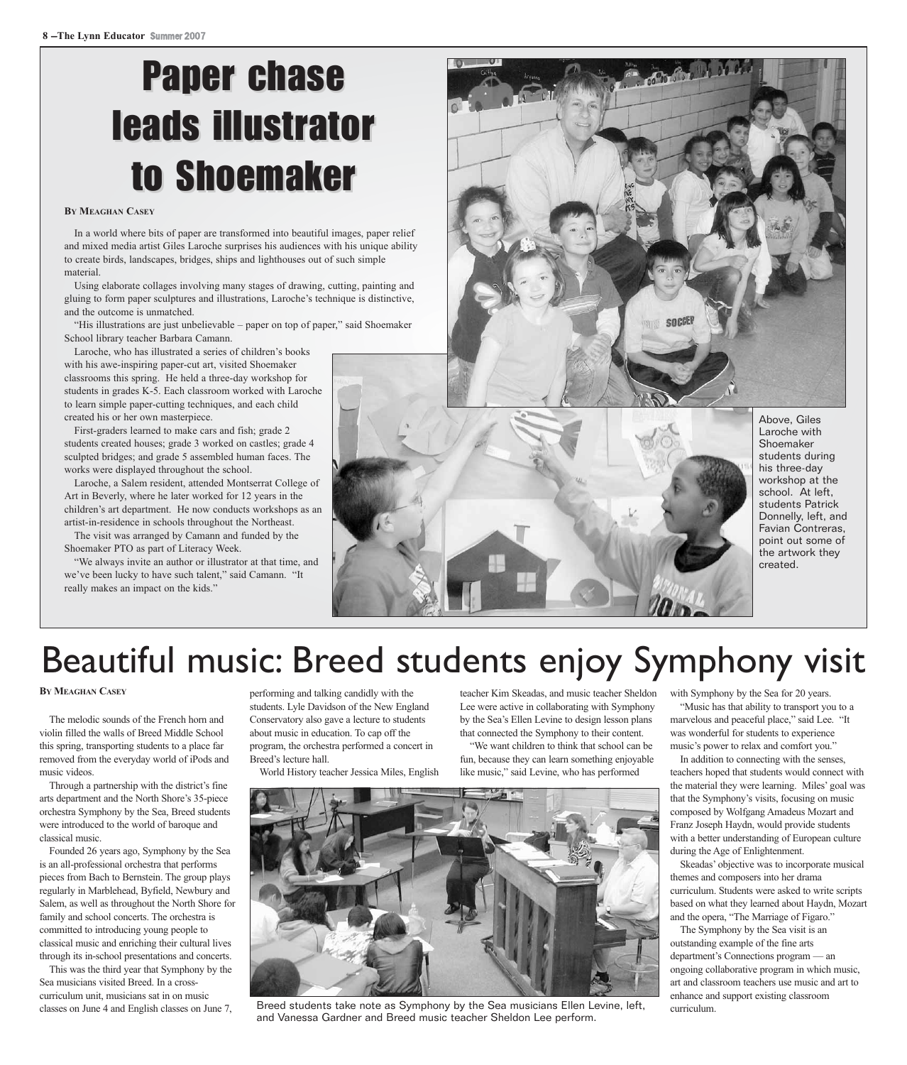# Paper chase leads illustrator to Shoemaker

**By Meaghan Casey**

In a world where bits of paper are transformed into beautiful images, paper relief and mixed media artist Giles Laroche surprises his audiences with his unique ability to create birds, landscapes, bridges, ships and lighthouses out of such simple material.

Using elaborate collages involving many stages of drawing, cutting, painting and gluing to form paper sculptures and illustrations, Laroche's technique is distinctive, and the outcome is unmatched.

"His illustrations are just unbelievable – paper on top of paper," said Shoemaker School library teacher Barbara Camann.

Laroche, who has illustrated a series of children's books with his awe-inspiring paper-cut art, visited Shoemaker classrooms this spring. He held a three-day workshop for students in grades K-5. Each classroom worked with Laroche to learn simple paper-cutting techniques, and each child created his or her own masterpiece.

First-graders learned to make cars and fish; grade 2 students created houses; grade 3 worked on castles; grade 4 sculpted bridges; and grade 5 assembled human faces. The works were displayed throughout the school.

Laroche, a Salem resident, attended Montserrat College of Art in Beverly, where he later worked for 12 years in the children's art department. He now conducts workshops as an artist-in-residence in schools throughout the Northeast.

The visit was arranged by Camann and funded by the Shoemaker PTO as part of Literacy Week.

"We always invite an author or illustrator at that time, and we've been lucky to have such talent," said Camann. "It really makes an impact on the kids."

Above, Giles Laroche with Shoemaker students during his three-day workshop at the school. At left, students Patrick Donnelly, left, and Favian Contreras, point out some of the artwork they created.

# Beautiful music: Breed students enjoy Symphony visit

**By Meaghan Casey**

The melodic sounds of the French horn and violin filled the walls of Breed Middle School this spring, transporting students to a place far removed from the everyday world of iPods and music videos.

Through a partnership with the district's fine arts department and the North Shore's 35-piece orchestra Symphony by the Sea, Breed students were introduced to the world of baroque and classical music.

Founded 26 years ago, Symphony by the Sea is an all-professional orchestra that performs pieces from Bach to Bernstein. The group plays regularly in Marblehead, Byfield, Newbury and Salem, as well as throughout the North Shore for family and school concerts. The orchestra is committed to introducing young people to classical music and enriching their cultural lives through its in-school presentations and concerts.

This was the third year that Symphony by the Sea musicians visited Breed. In a cross-curriculum unit, musicians sat in on music classes on June 4 and English classes on June 7, performing and talking candidly with the students. Lyle Davidson of the New England Conservatory also gave a lecture to students about music in education. To cap off the program, the orchestra performed a concert in Breed's lecture hall.

World History teacher Jessica Miles, English teacher Kim Skeadas, and music teacher Sheldon Lee were active in collaborating with Symphony by the Sea's Ellen Levine to design lesson plans that connected the Symphony to their content.

"We want children to think that school can be fun, because they can learn something enjoyable like music," said Levine, who has performed with Symphony by the Sea for 20 years.

"Music has that ability to transport you to a marvelous and peaceful place," said Lee. "It was wonderful for students to experience music's power to relax and comfort you."

In addition to connecting with the senses, teachers hoped that students would connect with the material they were learning. Miles' goal was that the Symphony's visits, focusing on music composed by Wolfgang Amadeus Mozart and Franz Joseph Haydn, would provide students with a better understanding of European culture during the Age of Enlightenment.

Skeadas' objective was to incorporate musical themes and composers into her drama curriculum. Students were asked to write scripts based on what they learned about Haydn, Mozart and the opera, "The Marriage of Figaro."

The Symphony by the Sea visit is an outstanding example of the fine arts department's Connections program — an ongoing collaborative program in which music, art and classroom teachers use music and art to enhance and support existing classroom curriculum.

Breed students take note as Symphony by the Sea musicians Ellen Levine, left, and Vanessa Gardner and Breed music teacher Sheldon Lee perform.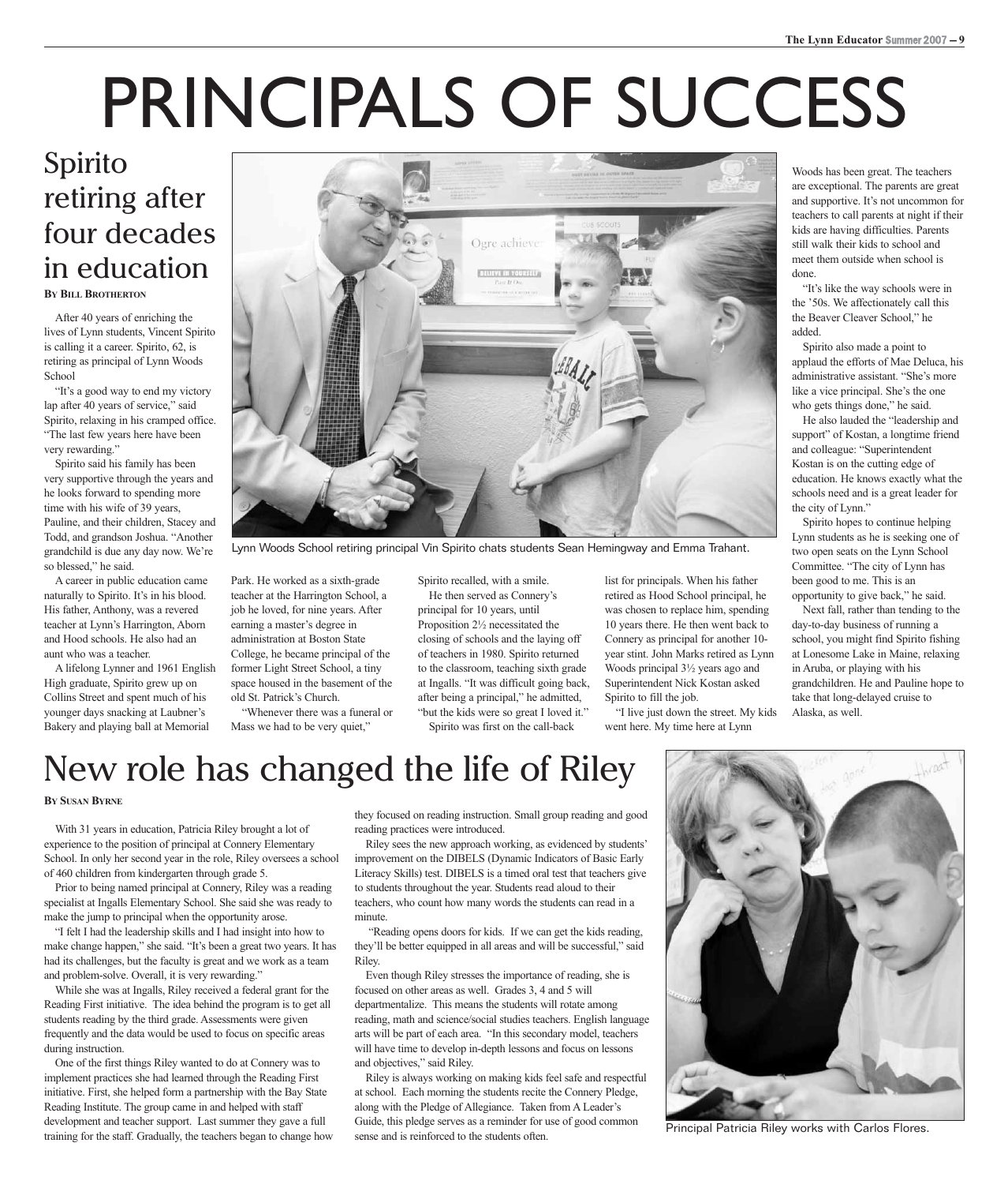# PRINCIPALS OF SUCCESS

## Spirito retiring after four decades in education

**By Bill Brotherton**

After 40 years of enriching the lives of Lynn students, Vincent Spirito is calling it a career. Spirito, 62, is retiring as principal of Lynn Woods School

"It's a good way to end my victory lap after 40 years of service," said Spirito, relaxing in his cramped office. "The last few years here have been very rewarding."

Spirito said his family has been very supportive through the years and he looks forward to spending more time with his wife of 39 years, Pauline, and their children, Stacey and Todd, and grandson Joshua. "Another grandchild is due any day now. We're so blessed," he said.

A career in public education came naturally to Spirito. It's in his blood. His father, Anthony, was a revered teacher at Lynn's Harrington, Aborn and Hood schools. He also had an aunt who was a teacher.

A lifelong Lynner and 1961 English High graduate, Spirito grew up on Collins Street and spent much of his younger days snacking at Laubner's Bakery and playing ball at Memorial Park. He worked as a sixth-grade teacher at the Harrington School, a job he loved, for nine years. After earning a master's degree in administration at Boston State College, he became principal of the former Light Street School, a tiny space housed in the basement of the old St. Patrick's Church.

"Whenever there was a funeral or Mass we had to be very quiet," Spirito recalled, with a smile.

He then served as Connery's principal for 10 years, until Proposition 2½ necessitated the closing of schools and the laying off of teachers in 1980. Spirito returned to the classroom, teaching sixth grade at Ingalls. "It was difficult going back, after being a principal," he admitted, "but the kids were so great I loved it."

Spirito was first on the call-back list for principals. When his father retired as Hood School principal, he was chosen to replace him, spending 10 years there. He then went back to Connery as principal for another 10-year stint. John Marks retired as Lynn Woods principal 3½ years ago and Superintendent Nick Kostan asked Spirito to fill the job.

"I live just down the street. My kids went here. My time here at Lynn Woods has been great. The teachers are exceptional. The parents are great and supportive. It's not uncommon for teachers to call parents at night if their kids are having difficulties. Parents still walk their kids to school and meet them outside when school is done.

"It's like the way schools were in the '50s. We affectionately call this the Beaver Cleaver School," he added.

Spirito also made a point to applaud the efforts of Mae Deluca, his administrative assistant. "She's more like a vice principal. She's the one who gets things done," he said.

He also lauded the "leadership and support" of Kostan, a longtime friend and colleague: "Superintendent Kostan is on the cutting edge of education. He knows exactly what the schools need and is a great leader for the city of Lynn."

Spirito hopes to continue helping Lynn students as he is seeking one of two open seats on the Lynn School Committee. "The city of Lynn has been good to me. This is an opportunity to give back," he said.

Next fall, rather than tending to the day-to-day business of running a school, you might find Spirito fishing at Lonesome Lake in Maine, relaxing in Aruba, or playing with his grandchildren. He and Pauline hope to take that long-delayed cruise to Alaska, as well.

Lynn Woods School retiring principal Vin Spirito chats students Sean Hemingway and Emma Trahant.

## New role has changed the life of Riley

**By Susan Byrne**

With 31 years in education, Patricia Riley brought a lot of experience to the position of principal at Connery Elementary School. In only her second year in the role, Riley oversees a school of 460 children from kindergarten through grade 5.

Prior to being named principal at Connery, Riley was a reading specialist at Ingalls Elementary School. She said she was ready to make the jump to principal when the opportunity arose.

"I felt I had the leadership skills and I had insight into how to make change happen," she said. "It's been a great two years. It has had its challenges, but the faculty is great and we work as a team and problem-solve. Overall, it is very rewarding."

While she was at Ingalls, Riley received a federal grant for the Reading First initiative. The idea behind the program is to get all students reading by the third grade. Assessments were given frequently and the data would be used to focus on specific areas during instruction.

One of the first things Riley wanted to do at Connery was to implement practices she had learned through the Reading First initiative. First, she helped form a partnership with the Bay State Reading Institute. The group came in and helped with staff development and teacher support. Last summer they gave a full training for the staff. Gradually, the teachers began to change how they focused on reading instruction. Small group reading and good reading practices were introduced.

Riley sees the new approach working, as evidenced by students' improvement on the DIBELS (Dynamic Indicators of Basic Early Literacy Skills) test. DIBELS is a timed oral test that teachers give to students throughout the year. Students read aloud to their teachers, who count how many words the students can read in a minute.

"Reading opens doors for kids. If we can get the kids reading, they'll be better equipped in all areas and will be successful," said Riley.

Even though Riley stresses the importance of reading, she is focused on other areas as well. Grades 3, 4 and 5 will departmentalize. This means the students will rotate among reading, math and science/social studies teachers. English language arts will be part of each area. "In this secondary model, teachers will have time to develop in-depth lessons and focus on lessons and objectives," said Riley.

Riley is always working on making kids feel safe and respectful at school. Each morning the students recite the Connery Pledge, along with the Pledge of Allegiance. Taken from A Leader's Guide, this pledge serves as a reminder for use of good common sense and is reinforced to the students often.

Principal Patricia Riley works with Carlos Flores.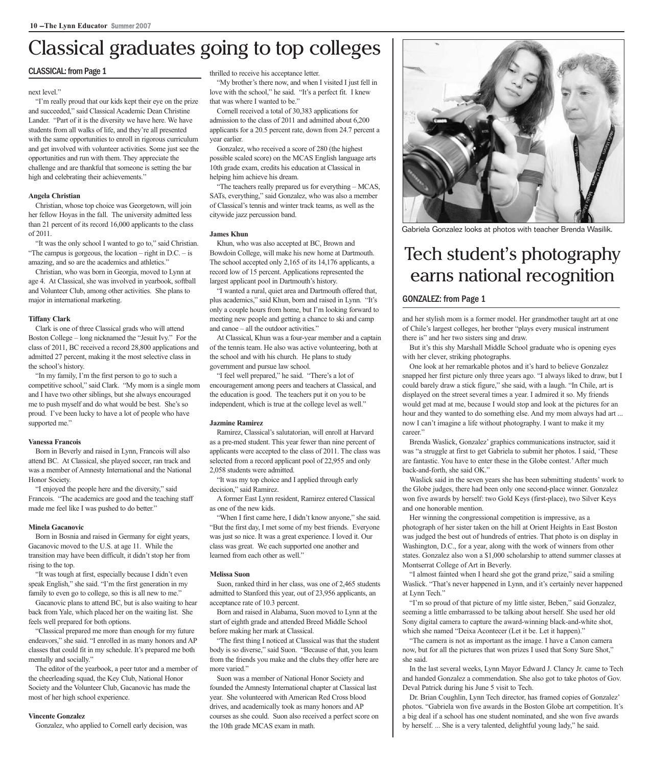# Classical graduates going to top colleges

CLASSICAL: from Page 1

next level."

"I'm really proud that our kids kept their eye on the prize and succeeded," said Classical Academic Dean Christine Lander. "Part of it is the diversity we have here. We have students from all walks of life, and they're all presented with the same opportunities to enroll in rigorous curriculum and get involved with volunteer activities. Some just see the opportunities and run with them. They appreciate the challenge and are thankful that someone is setting the bar high and celebrating their achievements."

**Angela Christian**

Christian, whose top choice was Georgetown, will join her fellow Hoyas in the fall. The university admitted less than 21 percent of its record 16,000 applicants to the class of 2011.

"It was the only school I wanted to go to," said Christian. "The campus is gorgeous, the location – right in D.C. – is amazing, and so are the academics and athletics."

Christian, who was born in Georgia, moved to Lynn at age 4. At Classical, she was involved in yearbook, softball and Volunteer Club, among other activities. She plans to major in international marketing.

**Tiffany Clark**

Clark is one of three Classical grads who will attend Boston College – long nicknamed the "Jesuit Ivy." For the class of 2011, BC received a record 28,800 applications and admitted 27 percent, making it the most selective class in the school's history.

"In my family, I'm the first person to go to such a competitive school," said Clark. "My mom is a single mom and I have two other siblings, but she always encouraged me to push myself and do what would be best. She's so proud. I've been lucky to have a lot of people who have supported me."

**Vanessa Francois**

Born in Beverly and raised in Lynn, Francois will also attend BC. At Classical, she played soccer, ran track and was a member of Amnesty International and the National Honor Society.

"I enjoyed the people here and the diversity," said Francois. "The academics are good and the teaching staff made me feel like I was pushed to do better."

**Minela Gacanovic**

Born in Bosnia and raised in Germany for eight years, Gacanovic moved to the U.S. at age 11. While the transition may have been difficult, it didn't stop her from rising to the top.

"It was tough at first, especially because I didn't even speak English," she said. "I'm the first generation in my family to even go to college, so this is all new to me."

Gacanovic plans to attend BC, but is also waiting to hear back from Yale, which placed her on the waiting list. She feels well prepared for both options.

"Classical prepared me more than enough for my future endeavors," she said. "I enrolled in as many honors and AP classes that could fit in my schedule. It's prepared me both mentally and socially."

The editor of the yearbook, a peer tutor and a member of the cheerleading squad, the Key Club, National Honor Society and the Volunteer Club, Gacanovic has made the most of her high school experience.

**Vincente Gonzalez**

Gonzalez, who applied to Cornell early decision, was thrilled to receive his acceptance letter.

"My brother's there now, and when I visited I just fell in love with the school," he said. "It's a perfect fit. I knew that was where I wanted to be."

Cornell received a total of 30,383 applications for admission to the class of 2011 and admitted about 6,200 applicants for a 20.5 percent rate, down from 24.7 percent a year earlier.

Gonzalez, who received a score of 280 (the highest possible scaled score) on the MCAS English language arts 10th grade exam, credits his education at Classical in helping him achieve his dream.

"The teachers really prepared us for everything – MCAS, SATs, everything," said Gonzalez, who was also a member of Classical's tennis and winter track teams, as well as the citywide jazz percussion band.

**James Khun**

Khun, who was also accepted at BC, Brown and Bowdoin College, will make his new home at Dartmouth. The school accepted only 2,165 of its 14,176 applicants, a record low of 15 percent. Applications represented the largest applicant pool in Dartmouth's history.

"I wanted a rural, quiet area and Dartmouth offered that, plus academics," said Khun, born and raised in Lynn. "It's only a couple hours from home, but I'm looking forward to meeting new people and getting a chance to ski and camp and canoe – all the outdoor activities."

At Classical, Khun was a four-year member and a captain of the tennis team. He also was active volunteering, both at the school and with his church. He plans to study government and pursue law school.

"I feel well prepared," he said. "There's a lot of encouragement among peers and teachers at Classical, and the education is good. The teachers put it on you to be independent, which is true at the college level as well."

**Jazmine Ramirez**

Ramirez, Classical's salutatorian, will enroll at Harvard as a pre-med student. This year fewer than nine percent of applicants were accepted to the class of 2011. The class was selected from a record applicant pool of 22,955 and only 2,058 students were admitted.

"It was my top choice and I applied through early decision," said Ramirez.

A former East Lynn resident, Ramirez entered Classical as one of the new kids.

"When I first came here, I didn't know anyone," she said. "But the first day, I met some of my best friends. Everyone was just so nice. It was a great experience. I loved it. Our class was great. We each supported one another and learned from each other as well."

**Melissa Suon**

Suon, ranked third in her class, was one of 2,465 students admitted to Stanford this year, out of 23,956 applicants, an acceptance rate of 10.3 percent.

Born and raised in Alabama, Suon moved to Lynn at the start of eighth grade and attended Breed Middle School before making her mark at Classical.

"The first thing I noticed at Classical was that the student body is so diverse," said Suon. "Because of that, you learn from the friends you make and the clubs they offer here are more varied."

Suon was a member of National Honor Society and founded the Amnesty International chapter at Classical last year. She volunteered with American Red Cross blood drives, and academically took as many honors and AP courses as she could. Suon also received a perfect score on the 10th grade MCAS exam in math.

Gabriela Gonzalez looks at photos with teacher Brenda Wasilik.

# Tech student's photography earns national recognition

GONZALEZ: from Page 1

and her stylish mom is a former model. Her grandmother taught art at one of Chile's largest colleges, her brother "plays every musical instrument there is" and her two sisters sing and draw.

But it's this shy Marshall Middle School graduate who is opening eyes with her clever, striking photographs.

One look at her remarkable photos and it's hard to believe Gonzalez snapped her first picture only three years ago. "I always liked to draw, but I could barely draw a stick figure," she said, with a laugh. "In Chile, art is displayed on the street several times a year. I admired it so. My friends would get mad at me, because I would stop and look at the pictures for an hour and they wanted to do something else. And my mom always had art ... now I can't imagine a life without photography. I want to make it my career."

Brenda Waslick, Gonzalez' graphics communications instructor, said it was "a struggle at first to get Gabriela to submit her photos. I said, 'These are fantastic. You have to enter these in the Globe contest.' After much back-and-forth, she said OK."

Waslick said in the seven years she has been submitting students' work to the Globe judges, there had been only one second-place winner. Gonzalez won five awards by herself: two Gold Keys (first-place), two Silver Keys and one honorable mention.

Her winning the congressional competition is impressive, as a photograph of her sister taken on the hill at Orient Heights in East Boston was judged the best out of hundreds of entries. That photo is on display in Washington, D.C., for a year, along with the work of winners from other states. Gonzalez also won a $1,000 scholarship to attend summer classes at Montserrat College of Art in Beverly.

"I almost fainted when I heard she got the grand prize," said a smiling Waslick. "That's never happened in Lynn, and it's certainly never happened at Lynn Tech."

"I'm so proud of that picture of my little sister, Beben," said Gonzalez, seeming a little embarrassed to be talking about herself. She used her old Sony digital camera to capture the award-winning black-and-white shot, which she named "Deixa Acontecer (Let it be. Let it happen)."

"The camera is not as important as the image. I have a Canon camera now, but for all the pictures that won prizes I used that Sony Sure Shot," she said.

In the last several weeks, Lynn Mayor Edward J. Clancy Jr. came to Tech and handed Gonzalez a commendation. She also got to take photos of Gov. Deval Patrick during his June 5 visit to Tech.

Dr. Brian Coughlin, Lynn Tech director, has framed copies of Gonzalez' photos. "Gabriela won five awards in the Boston Globe art competition. It's a big deal if a school has one student nominated, and she won five awards by herself. ... She is a very talented, delightful young lady," he said.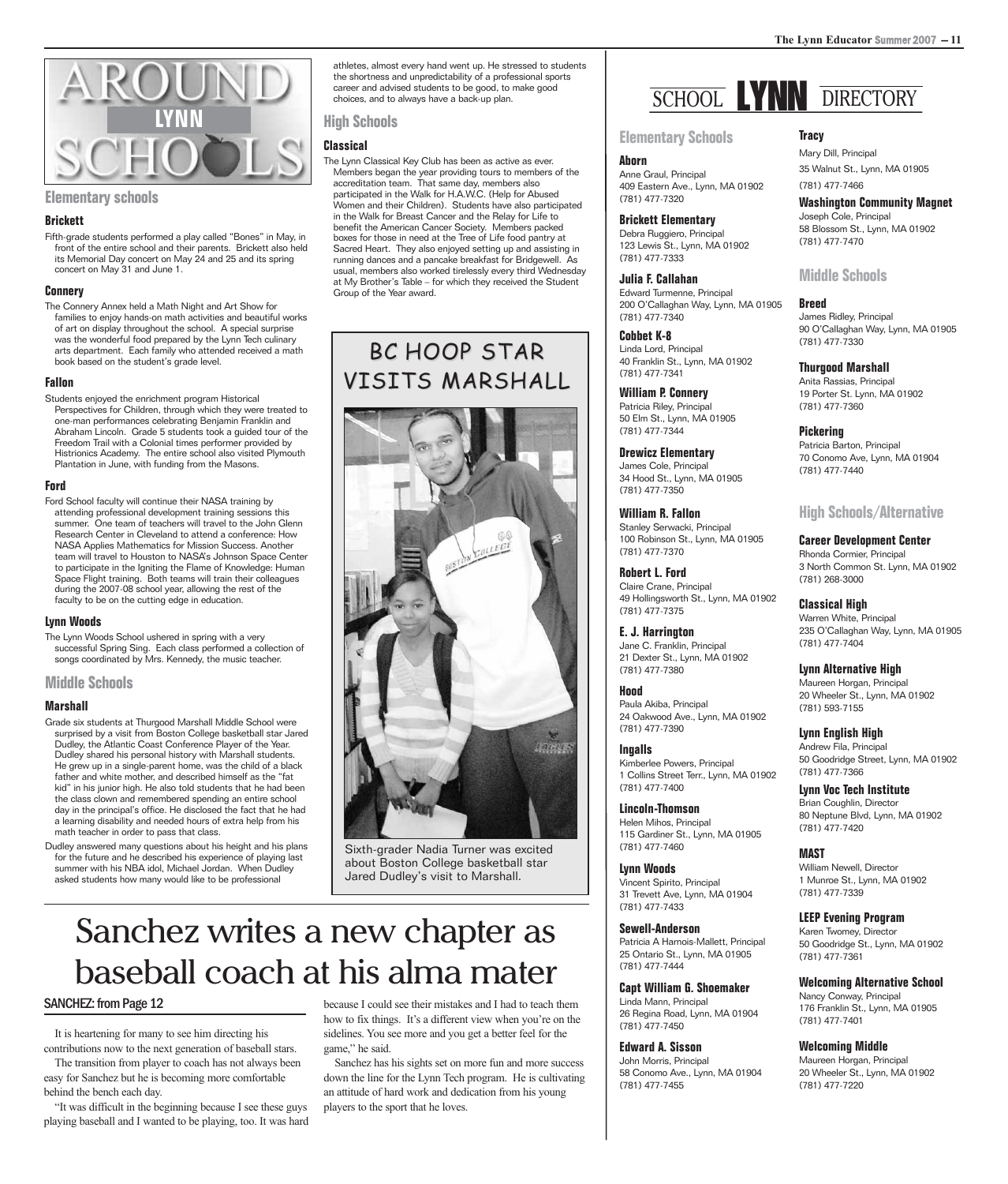# AROUND LYNN SCHOOLS

## Elementary schools

### Brickett

Fifth-grade students performed a play called "Bones" in May, in front of the entire school and their parents. Brickett also held its Memorial Day concert on May 24 and 25 and its spring concert on May 31 and June 1.

### Connery

The Connery Annex held a Math Night and Art Show for families to enjoy hands-on math activities and beautiful works of art on display throughout the school. A special surprise was the wonderful food prepared by the Lynn Tech culinary arts department. Each family who attended received a math book based on the student's grade level.

### Fallon

Students enjoyed the enrichment program Historical Perspectives for Children, through which they were treated to one-man performances celebrating Benjamin Franklin and Abraham Lincoln. Grade 5 students took a guided tour of the Freedom Trail with a Colonial times performer provided by Histrionics Academy. The entire school also visited Plymouth Plantation in June, with funding from the Masons.

### Ford

Ford School faculty will continue their NASA training by attending professional development training sessions this summer. One team of teachers will travel to the John Glenn Research Center in Cleveland to attend a conference: How NASA Applies Mathematics for Mission Success. Another team will travel to Houston to NASA's Johnson Space Center to participate in the Igniting the Flame of Knowledge: Human Space Flight training. Both teams will train their colleagues during the 2007-08 school year, allowing the rest of the faculty to be on the cutting edge in education.

### Lynn Woods

The Lynn Woods School ushered in spring with a very successful Spring Sing. Each class performed a collection of songs coordinated by Mrs. Kennedy, the music teacher.

## Middle Schools

### Marshall

Grade six students at Thurgood Marshall Middle School were surprised by a visit from Boston College basketball star Jared Dudley, the Atlantic Coast Conference Player of the Year. Dudley shared his personal history with Marshall students. He grew up in a single-parent home, was the child of a black father and white mother, and described himself as the "fat kid" in his junior high. He also told students that he had been the class clown and remembered spending an entire school day in the principal's office. He disclosed the fact that he had a learning disability and needed hours of extra help from his math teacher in order to pass that class.

Dudley answered many questions about his height and his plans for the future and he described his experience of playing last summer with his NBA idol, Michael Jordan. When Dudley asked students how many would like to be professional athletes, almost every hand went up. He stressed to students the shortness and unpredictability of a professional sports career and advised students to be good, to make good choices, and to always have a back-up plan.

## High Schools

### Classical

The Lynn Classical Key Club has been as active as ever. Members began the year providing tours to members of the accreditation team. That same day, members also participated in the Walk for H.A.W.C. (Help for Abused Women and their Children). Students have also participated in the Walk for Breast Cancer and the Relay for Life to benefit the American Cancer Society. Members packed boxes for those in need at the Tree of Life food pantry at Sacred Heart. They also enjoyed setting up and assisting in running dances and a pancake breakfast for Bridgewell. As usual, members also worked tirelessly every third Wednesday at My Brother's Table – for which they received the Student Group of the Year award.

## BC HOOP STAR VISITS MARSHALL

Sixth-grader Nadia Turner was excited about Boston College basketball star Jared Dudley's visit to Marshall.

# Sanchez writes a new chapter as baseball coach at his alma mater

**SANCHEZ: from Page 12**

It is heartening for many to see him directing his contributions now to the next generation of baseball stars.

The transition from player to coach has not always been easy for Sanchez but he is becoming more comfortable behind the bench each day.

"It was difficult in the beginning because I see these guys playing baseball and I wanted to be playing, too. It was hard because I could see their mistakes and I had to teach them how to fix things. It's a different view when you're on the sidelines. You see more and you get a better feel for the game," he said.

Sanchez has his sights set on more fun and more success down the line for the Lynn Tech program. He is cultivating an attitude of hard work and dedication from his young players to the sport that he loves.

# SCHOOL LYNN DIRECTORY

## Elementary Schools

**Aborn**
Anne Graul, Principal
409 Eastern Ave., Lynn, MA 01902
(781) 477-7320

**Brickett Elementary**
Debra Ruggiero, Principal
123 Lewis St., Lynn, MA 01902
(781) 477-7333

**Julia F. Callahan**
Edward Turmenne, Principal
200 O'Callaghan Way, Lynn, MA 01905
(781) 477-7340

**Cobbet K-8**
Linda Lord, Principal
40 Franklin St., Lynn, MA 01902
(781) 477-7341

**William P. Connery**
Patricia Riley, Principal
50 Elm St., Lynn, MA 01905
(781) 477-7344

**Drewicz Elementary**
James Cole, Principal
34 Hood St., Lynn, MA 01905
(781) 477-7350

**William R. Fallon**
Stanley Serwacki, Principal
100 Robinson St., Lynn, MA 01905
(781) 477-7370

**Robert L. Ford**
Claire Crane, Principal
49 Hollingsworth St., Lynn, MA 01902
(781) 477-7375

**E. J. Harrington**
Jane C. Franklin, Principal
21 Dexter St., Lynn, MA 01902
(781) 477-7380

**Hood**
Paula Akiba, Principal
24 Oakwood Ave., Lynn, MA 01902
(781) 477-7390

**Ingalls**
Kimberlee Powers, Principal
1 Collins Street Terr., Lynn, MA 01902
(781) 477-7400

**Lincoln-Thomson**
Helen Mihos, Principal
115 Gardiner St., Lynn, MA 01905
(781) 477-7460

**Lynn Woods**
Vincent Spirito, Principal
31 Trevett Ave, Lynn, MA 01904
(781) 477-7433

**Sewell-Anderson**
Patricia A Harnois-Mallett, Principal
25 Ontario St., Lynn, MA 01905
(781) 477-7444

**Capt William G. Shoemaker**
Linda Mann, Principal
26 Regina Road, Lynn, MA 01904
(781) 477-7450

**Edward A. Sisson**
John Morris, Principal
58 Conomo Ave., Lynn, MA 01904
(781) 477-7455

**Tracy**
Mary Dill, Principal
35 Walnut St., Lynn, MA 01905
(781) 477-7466

**Washington Community Magnet**
Joseph Cole, Principal
58 Blossom St., Lynn, MA 01902
(781) 477-7470

## Middle Schools

**Breed**
James Ridley, Principal
90 O'Callaghan Way, Lynn, MA 01905
(781) 477-7330

**Thurgood Marshall**
Anita Rassias, Principal
19 Porter St. Lynn, MA 01902
(781) 477-7360

**Pickering**
Patricia Barton, Principal
70 Conomo Ave, Lynn, MA 01904
(781) 477-7440

## High Schools/Alternative

**Career Development Center**
Rhonda Cormier, Principal
3 North Common St. Lynn, MA 01902
(781) 268-3000

**Classical High**
Warren White, Principal
235 O'Callaghan Way, Lynn, MA 01905
(781) 477-7404

**Lynn Alternative High**
Maureen Horgan, Principal
20 Wheeler St., Lynn, MA 01902
(781) 593-7155

**Lynn English High**
Andrew Fila, Principal
50 Goodridge Street, Lynn, MA 01902
(781) 477-7366

**Lynn Voc Tech Institute**
Brian Coughlin, Director
80 Neptune Blvd, Lynn, MA 01902
(781) 477-7420

**MAST**
William Newell, Director
1 Munroe St., Lynn, MA 01902
(781) 477-7339

**LEEP Evening Program**
Karen Twomey, Director
50 Goodridge St., Lynn, MA 01902
(781) 477-7361

**Welcoming Alternative School**
Nancy Conway, Principal
176 Franklin St., Lynn, MA 01905
(781) 477-7401

**Welcoming Middle**
Maureen Horgan, Principal
20 Wheeler St., Lynn, MA 01902
(781) 477-7220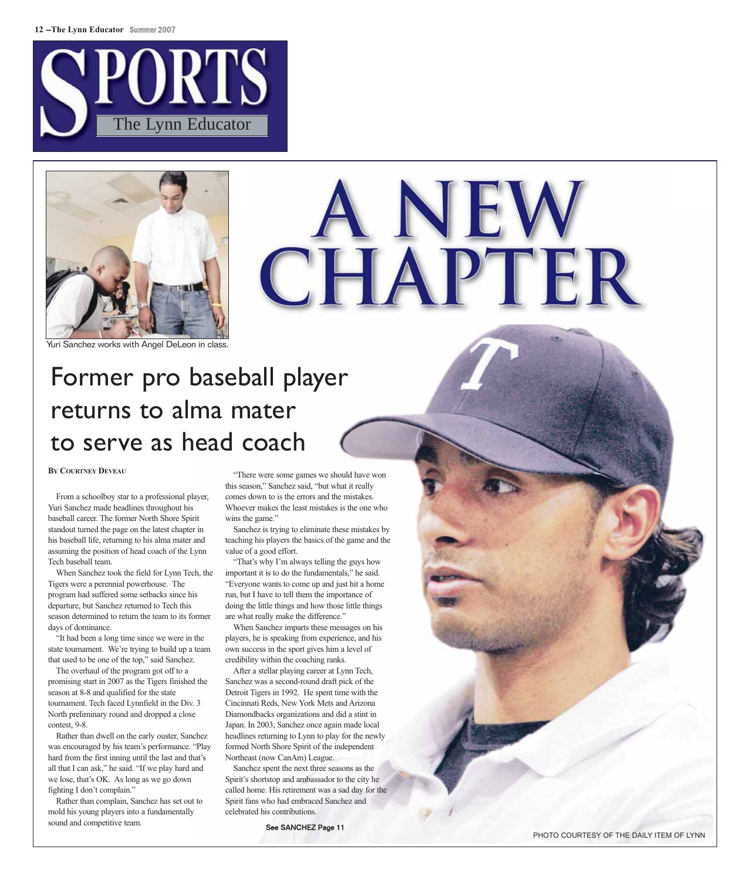# SPORTS

The Lynn Educator

Yuri Sanchez works with Angel DeLeon in class.

# A NEW CHAPTER

## Former pro baseball player returns to alma mater to serve as head coach

**By Courtney Deveau**

From a schoolboy star to a professional player, Yuri Sanchez made headlines throughout his baseball career. The former North Shore Spirit standout turned the page on the latest chapter in his baseball life, returning to his alma mater and assuming the position of head coach of the Lynn Tech baseball team.

When Sanchez took the field for Lynn Tech, the Tigers were a perennial powerhouse. The program had suffered some setbacks since his departure, but Sanchez returned to Tech this season determined to return the team to its former days of dominance.

"It had been a long time since we were in the state tournament. We're trying to build up a team that used to be one of the top," said Sanchez.

The overhaul of the program got off to a promising start in 2007 as the Tigers finished the season at 8-8 and qualified for the state tournament. Tech faced Lynnfield in the Div. 3 North preliminary round and dropped a close contest, 9-8.

Rather than dwell on the early ouster, Sanchez was encouraged by his team's performance. "Play hard from the first inning until the last and that's all that I can ask," he said. "If we play hard and we lose, that's OK. As long as we go down fighting I don't complain."

Rather than complain, Sanchez has set out to mold his young players into a fundamentally sound and competitive team.

"There were some games we should have won this season," Sanchez said, "but what it really comes down to is the errors and the mistakes. Whoever makes the least mistakes is the one who wins the game."

Sanchez is trying to eliminate these mistakes by teaching his players the basics of the game and the value of a good effort.

"That's why I'm always telling the guys how important it is to do the fundamentals," he said. "Everyone wants to come up and just hit a home run, but I have to tell them the importance of doing the little things and how those little things are what really make the difference."

When Sanchez imparts these messages on his players, he is speaking from experience, and his own success in the sport gives him a level of credibility within the coaching ranks.

After a stellar playing career at Lynn Tech, Sanchez was a second-round draft pick of the Detroit Tigers in 1992. He spent time with the Cincinnati Reds, New York Mets and Arizona Diamondbacks organizations and did a stint in Japan. In 2003, Sanchez once again made local headlines returning to Lynn to play for the newly formed North Shore Spirit of the independent Northeast (now CanAm) League.

Sanchez spent the next three seasons as the Spirit's shortstop and ambassador to the city he called home. His retirement was a sad day for the Spirit fans who had embraced Sanchez and celebrated his contributions.

See SANCHEZ Page 11

PHOTO COURTESY OF THE DAILY ITEM OF LYNN